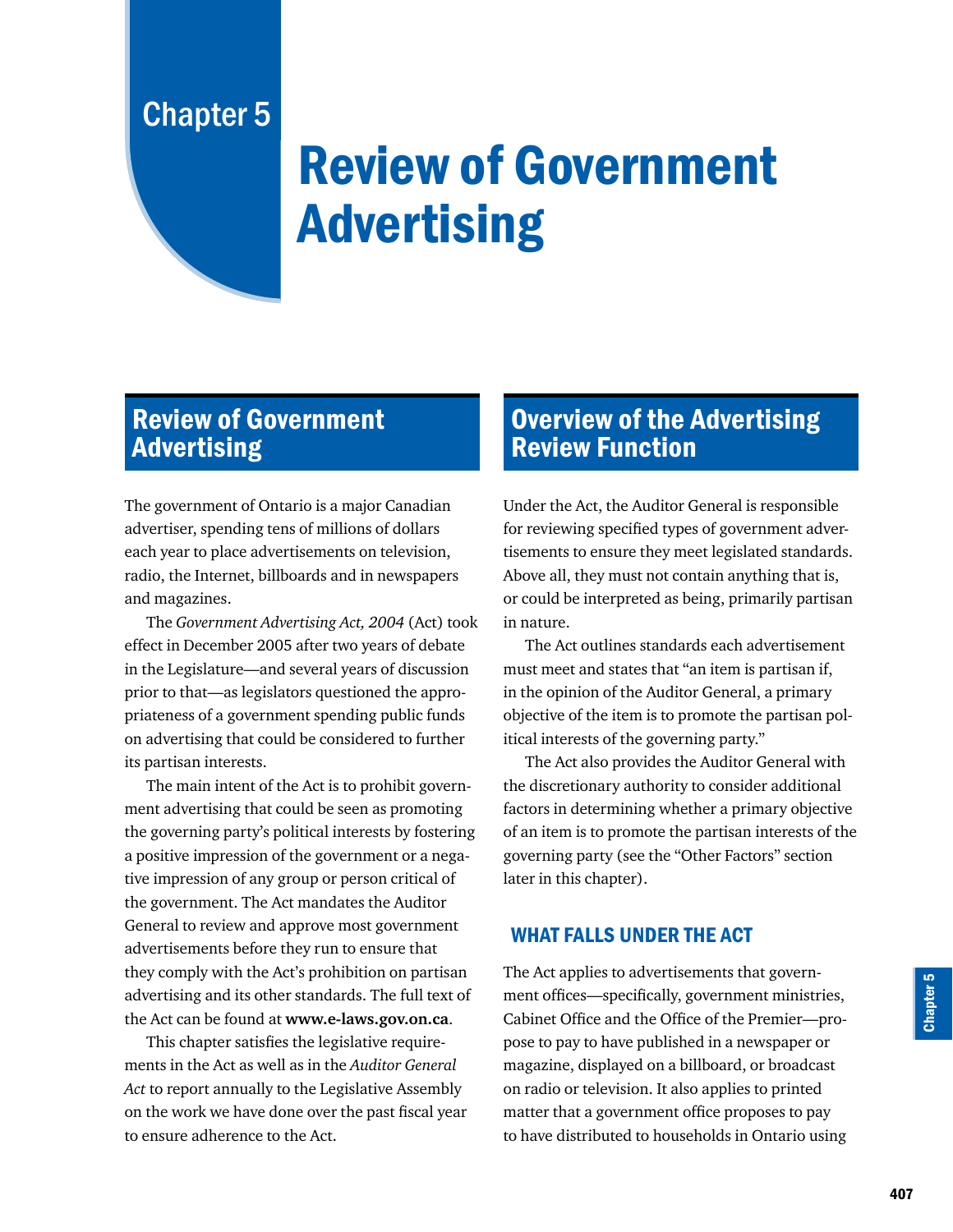# Chapter 5

# Review of Government Advertising

## Review of Government Advertising

The government of Ontario is a major Canadian advertiser, spending tens of millions of dollars each year to place advertisements on television, radio, the Internet, billboards and in newspapers and magazines.

The *Government Advertising Act, 2004* (Act) took effect in December 2005 after two years of debate in the Legislature—and several years of discussion prior to that—as legislators questioned the appropriateness of a government spending public funds on advertising that could be considered to further its partisan interests.

The main intent of the Act is to prohibit government advertising that could be seen as promoting the governing party's political interests by fostering a positive impression of the government or a negative impression of any group or person critical of the government. The Act mandates the Auditor General to review and approve most government advertisements before they run to ensure that they comply with the Act's prohibition on partisan advertising and its other standards. The full text of the Act can be found at **www.e-laws.gov.on.ca**.

This chapter satisfies the legislative requirements in the Act as well as in the *Auditor General Act* to report annually to the Legislative Assembly on the work we have done over the past fiscal year to ensure adherence to the Act.

## Overview of the Advertising Review Function

Under the Act, the Auditor General is responsible for reviewing specified types of government advertisements to ensure they meet legislated standards. Above all, they must not contain anything that is, or could be interpreted as being, primarily partisan in nature.

The Act outlines standards each advertisement must meet and states that "an item is partisan if, in the opinion of the Auditor General, a primary objective of the item is to promote the partisan political interests of the governing party."

The Act also provides the Auditor General with the discretionary authority to consider additional factors in determining whether a primary objective of an item is to promote the partisan interests of the governing party (see the "Other Factors" section later in this chapter).

### WHAT FALLS UNDER THE ACT

The Act applies to advertisements that government offices—specifically, government ministries, Cabinet Office and the Office of the Premier—propose to pay to have published in a newspaper or magazine, displayed on a billboard, or broadcast on radio or television. It also applies to printed matter that a government office proposes to pay to have distributed to households in Ontario using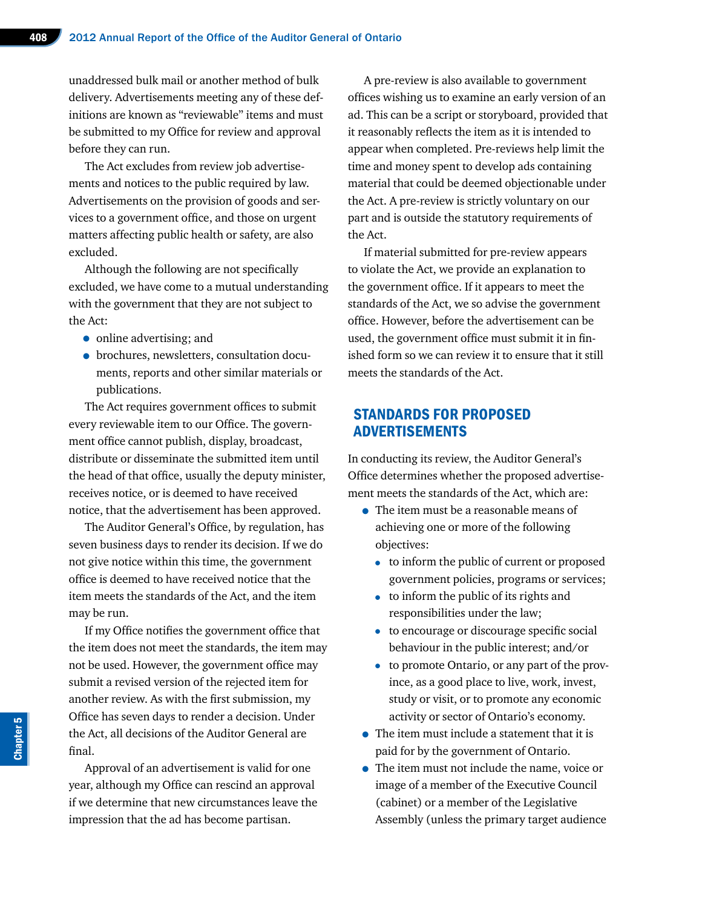unaddressed bulk mail or another method of bulk delivery. Advertisements meeting any of these definitions are known as "reviewable" items and must be submitted to my Office for review and approval before they can run.

The Act excludes from review job advertisements and notices to the public required by law. Advertisements on the provision of goods and services to a government office, and those on urgent matters affecting public health or safety, are also excluded.

Although the following are not specifically excluded, we have come to a mutual understanding with the government that they are not subject to the Act:

- online advertising; and
- brochures, newsletters, consultation documents, reports and other similar materials or publications.

The Act requires government offices to submit every reviewable item to our Office. The government office cannot publish, display, broadcast, distribute or disseminate the submitted item until the head of that office, usually the deputy minister, receives notice, or is deemed to have received notice, that the advertisement has been approved.

The Auditor General's Office, by regulation, has seven business days to render its decision. If we do not give notice within this time, the government office is deemed to have received notice that the item meets the standards of the Act, and the item may be run.

If my Office notifies the government office that the item does not meet the standards, the item may not be used. However, the government office may submit a revised version of the rejected item for another review. As with the first submission, my Office has seven days to render a decision. Under the Act, all decisions of the Auditor General are final.

Approval of an advertisement is valid for one year, although my Office can rescind an approval if we determine that new circumstances leave the impression that the ad has become partisan.

A pre-review is also available to government offices wishing us to examine an early version of an ad. This can be a script or storyboard, provided that it reasonably reflects the item as it is intended to appear when completed. Pre-reviews help limit the time and money spent to develop ads containing material that could be deemed objectionable under the Act. A pre-review is strictly voluntary on our part and is outside the statutory requirements of the Act.

If material submitted for pre-review appears to violate the Act, we provide an explanation to the government office. If it appears to meet the standards of the Act, we so advise the government office. However, before the advertisement can be used, the government office must submit it in finished form so we can review it to ensure that it still meets the standards of the Act.

## STANDARDS FOR PROPOSED ADVERTISEMENTS

In conducting its review, the Auditor General's Office determines whether the proposed advertisement meets the standards of the Act, which are:

- The item must be a reasonable means of achieving one or more of the following objectives:
  - to inform the public of current or proposed government policies, programs or services;
  - to inform the public of its rights and responsibilities under the law;
  - to encourage or discourage specific social behaviour in the public interest; and/or
  - to promote Ontario, or any part of the province, as a good place to live, work, invest, study or visit, or to promote any economic activity or sector of Ontario's economy.
- The item must include a statement that it is paid for by the government of Ontario.
- The item must not include the name, voice or image of a member of the Executive Council (cabinet) or a member of the Legislative Assembly (unless the primary target audience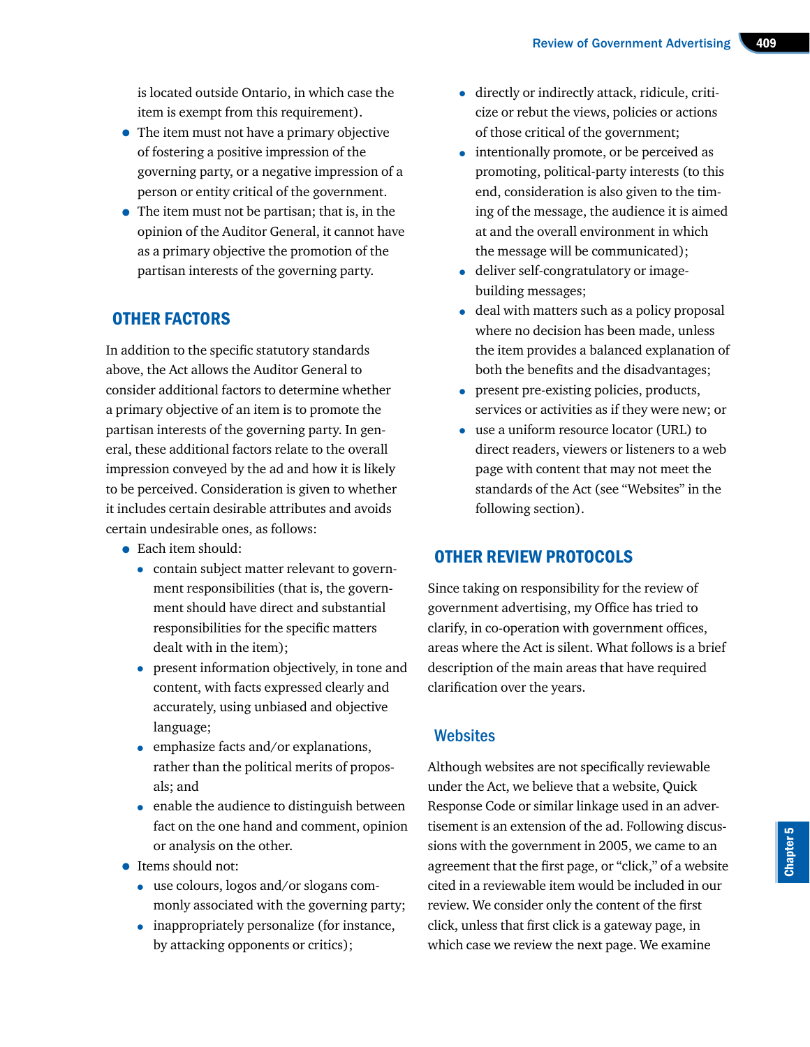is located outside Ontario, in which case the item is exempt from this requirement).

- The item must not have a primary objective of fostering a positive impression of the governing party, or a negative impression of a person or entity critical of the government.
- The item must not be partisan; that is, in the opinion of the Auditor General, it cannot have as a primary objective the promotion of the partisan interests of the governing party.

## OTHER FACTORS

In addition to the specific statutory standards above, the Act allows the Auditor General to consider additional factors to determine whether a primary objective of an item is to promote the partisan interests of the governing party. In general, these additional factors relate to the overall impression conveyed by the ad and how it is likely to be perceived. Consideration is given to whether it includes certain desirable attributes and avoids certain undesirable ones, as follows:

- Each item should:
  - contain subject matter relevant to government responsibilities (that is, the government should have direct and substantial responsibilities for the specific matters dealt with in the item);
  - present information objectively, in tone and content, with facts expressed clearly and accurately, using unbiased and objective language;
  - emphasize facts and/or explanations, rather than the political merits of proposals; and
  - enable the audience to distinguish between fact on the one hand and comment, opinion or analysis on the other.
- Items should not:
  - use colours, logos and/or slogans commonly associated with the governing party;
  - inappropriately personalize (for instance, by attacking opponents or critics);
  - directly or indirectly attack, ridicule, criticize or rebut the views, policies or actions of those critical of the government;
  - intentionally promote, or be perceived as promoting, political-party interests (to this end, consideration is also given to the timing of the message, the audience it is aimed at and the overall environment in which the message will be communicated);
  - deliver self-congratulatory or image-building messages;
  - deal with matters such as a policy proposal where no decision has been made, unless the item provides a balanced explanation of both the benefits and the disadvantages;
  - present pre-existing policies, products, services or activities as if they were new; or
  - use a uniform resource locator (URL) to direct readers, viewers or listeners to a web page with content that may not meet the standards of the Act (see "Websites" in the following section).

## OTHER REVIEW PROTOCOLS

Since taking on responsibility for the review of government advertising, my Office has tried to clarify, in co-operation with government offices, areas where the Act is silent. What follows is a brief description of the main areas that have required clarification over the years.

### Websites

Although websites are not specifically reviewable under the Act, we believe that a website, Quick Response Code or similar linkage used in an advertisement is an extension of the ad. Following discussions with the government in 2005, we came to an agreement that the first page, or "click," of a website cited in a reviewable item would be included in our review. We consider only the content of the first click, unless that first click is a gateway page, in which case we review the next page. We examine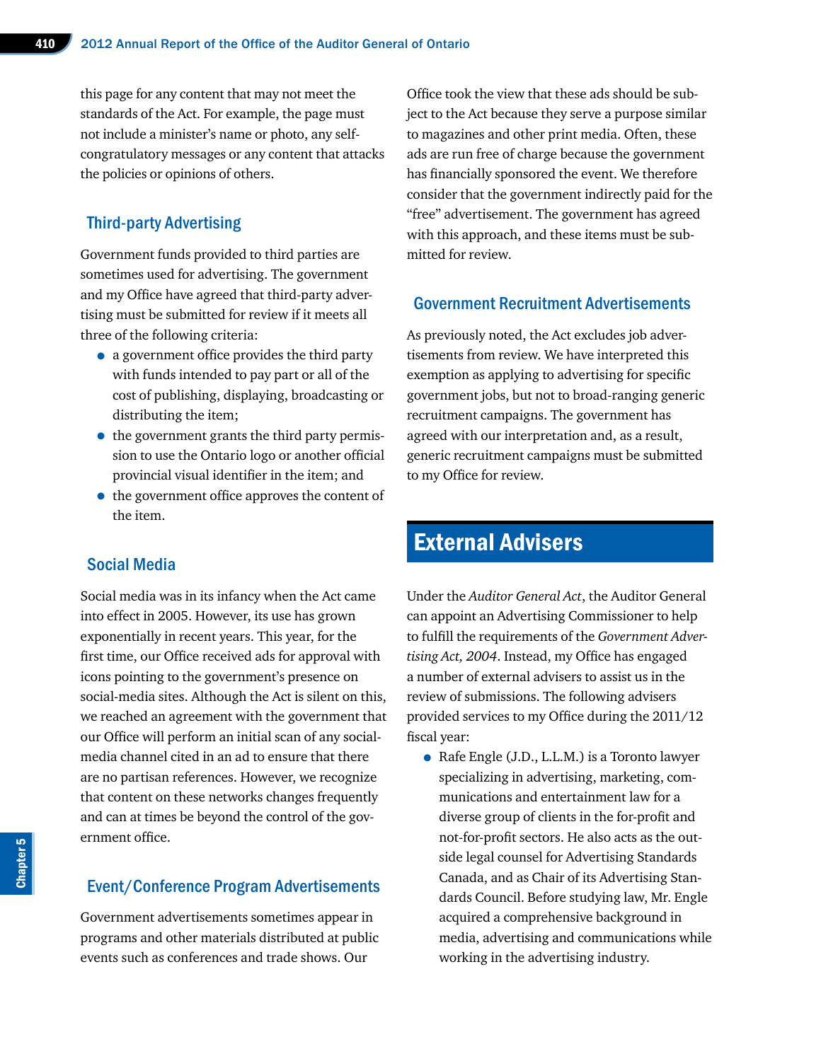this page for any content that may not meet the standards of the Act. For example, the page must not include a minister's name or photo, any self-congratulatory messages or any content that attacks the policies or opinions of others.

### Third-party Advertising

Government funds provided to third parties are sometimes used for advertising. The government and my Office have agreed that third-party advertising must be submitted for review if it meets all three of the following criteria:

- a government office provides the third party with funds intended to pay part or all of the cost of publishing, displaying, broadcasting or distributing the item;
- the government grants the third party permission to use the Ontario logo or another official provincial visual identifier in the item; and
- the government office approves the content of the item.

### Social Media

Social media was in its infancy when the Act came into effect in 2005. However, its use has grown exponentially in recent years. This year, for the first time, our Office received ads for approval with icons pointing to the government's presence on social-media sites. Although the Act is silent on this, we reached an agreement with the government that our Office will perform an initial scan of any social-media channel cited in an ad to ensure that there are no partisan references. However, we recognize that content on these networks changes frequently and can at times be beyond the control of the government office.

### Event/Conference Program Advertisements

Government advertisements sometimes appear in programs and other materials distributed at public events such as conferences and trade shows. Our Office took the view that these ads should be subject to the Act because they serve a purpose similar to magazines and other print media. Often, these ads are run free of charge because the government has financially sponsored the event. We therefore consider that the government indirectly paid for the "free" advertisement. The government has agreed with this approach, and these items must be submitted for review.

### Government Recruitment Advertisements

As previously noted, the Act excludes job advertisements from review. We have interpreted this exemption as applying to advertising for specific government jobs, but not to broad-ranging generic recruitment campaigns. The government has agreed with our interpretation and, as a result, generic recruitment campaigns must be submitted to my Office for review.

## External Advisers

Under the *Auditor General Act*, the Auditor General can appoint an Advertising Commissioner to help to fulfill the requirements of the *Government Advertising Act, 2004*. Instead, my Office has engaged a number of external advisers to assist us in the review of submissions. The following advisers provided services to my Office during the 2011/12 fiscal year:

- Rafe Engle (J.D., L.L.M.) is a Toronto lawyer specializing in advertising, marketing, communications and entertainment law for a diverse group of clients in the for-profit and not-for-profit sectors. He also acts as the outside legal counsel for Advertising Standards Canada, and as Chair of its Advertising Standards Council. Before studying law, Mr. Engle acquired a comprehensive background in media, advertising and communications while working in the advertising industry.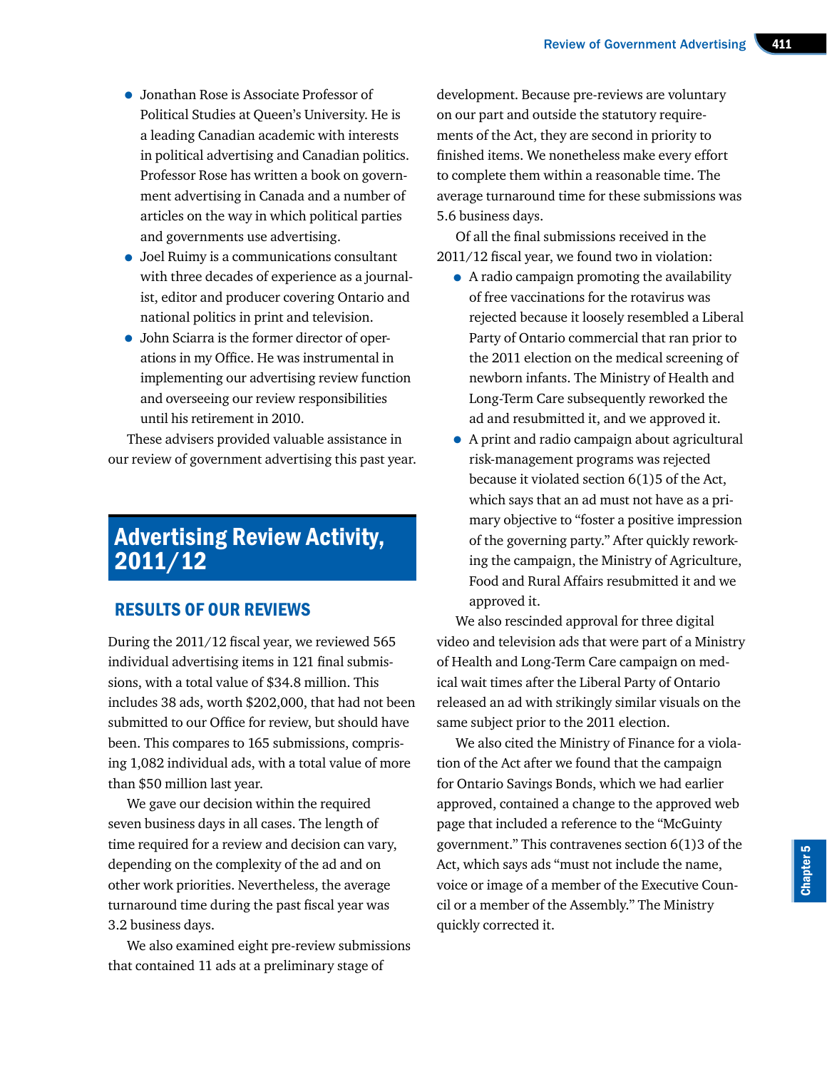- Jonathan Rose is Associate Professor of Political Studies at Queen's University. He is a leading Canadian academic with interests in political advertising and Canadian politics. Professor Rose has written a book on government advertising in Canada and a number of articles on the way in which political parties and governments use advertising.
- Joel Ruimy is a communications consultant with three decades of experience as a journalist, editor and producer covering Ontario and national politics in print and television.
- John Sciarra is the former director of operations in my Office. He was instrumental in implementing our advertising review function and overseeing our review responsibilities until his retirement in 2010.

These advisers provided valuable assistance in our review of government advertising this past year.

# Advertising Review Activity, 2011/12

## RESULTS OF OUR REVIEWS

During the 2011/12 fiscal year, we reviewed 565 individual advertising items in 121 final submissions, with a total value of $34.8 million. This includes 38 ads, worth $202,000, that had not been submitted to our Office for review, but should have been. This compares to 165 submissions, comprising 1,082 individual ads, with a total value of more than $50 million last year.

We gave our decision within the required seven business days in all cases. The length of time required for a review and decision can vary, depending on the complexity of the ad and on other work priorities. Nevertheless, the average turnaround time during the past fiscal year was 3.2 business days.

We also examined eight pre-review submissions that contained 11 ads at a preliminary stage of development. Because pre-reviews are voluntary on our part and outside the statutory requirements of the Act, they are second in priority to finished items. We nonetheless make every effort to complete them within a reasonable time. The average turnaround time for these submissions was 5.6 business days.

Of all the final submissions received in the 2011/12 fiscal year, we found two in violation:

- A radio campaign promoting the availability of free vaccinations for the rotavirus was rejected because it loosely resembled a Liberal Party of Ontario commercial that ran prior to the 2011 election on the medical screening of newborn infants. The Ministry of Health and Long-Term Care subsequently reworked the ad and resubmitted it, and we approved it.
- A print and radio campaign about agricultural risk-management programs was rejected because it violated section 6(1)5 of the Act, which says that an ad must not have as a primary objective to "foster a positive impression of the governing party." After quickly reworking the campaign, the Ministry of Agriculture, Food and Rural Affairs resubmitted it and we approved it.

We also rescinded approval for three digital video and television ads that were part of a Ministry of Health and Long-Term Care campaign on medical wait times after the Liberal Party of Ontario released an ad with strikingly similar visuals on the same subject prior to the 2011 election.

We also cited the Ministry of Finance for a violation of the Act after we found that the campaign for Ontario Savings Bonds, which we had earlier approved, contained a change to the approved web page that included a reference to the "McGuinty government." This contravenes section 6(1)3 of the Act, which says ads "must not include the name, voice or image of a member of the Executive Council or a member of the Assembly." The Ministry quickly corrected it.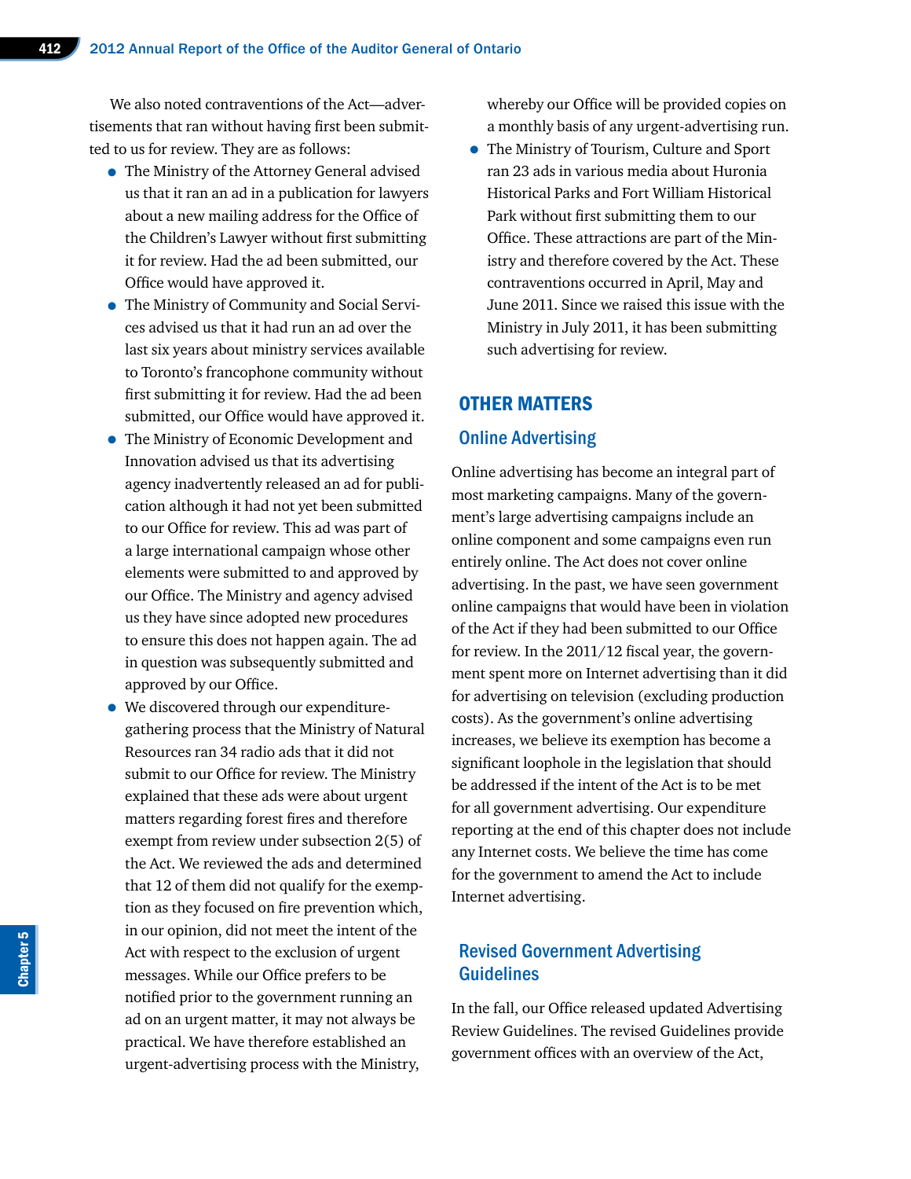We also noted contraventions of the Act—advertisements that ran without having first been submitted to us for review. They are as follows:

- The Ministry of the Attorney General advised us that it ran an ad in a publication for lawyers about a new mailing address for the Office of the Children's Lawyer without first submitting it for review. Had the ad been submitted, our Office would have approved it.
- The Ministry of Community and Social Services advised us that it had run an ad over the last six years about ministry services available to Toronto's francophone community without first submitting it for review. Had the ad been submitted, our Office would have approved it.
- The Ministry of Economic Development and Innovation advised us that its advertising agency inadvertently released an ad for publication although it had not yet been submitted to our Office for review. This ad was part of a large international campaign whose other elements were submitted to and approved by our Office. The Ministry and agency advised us they have since adopted new procedures to ensure this does not happen again. The ad in question was subsequently submitted and approved by our Office.
- We discovered through our expenditure-gathering process that the Ministry of Natural Resources ran 34 radio ads that it did not submit to our Office for review. The Ministry explained that these ads were about urgent matters regarding forest fires and therefore exempt from review under subsection 2(5) of the Act. We reviewed the ads and determined that 12 of them did not qualify for the exemption as they focused on fire prevention which, in our opinion, did not meet the intent of the Act with respect to the exclusion of urgent messages. While our Office prefers to be notified prior to the government running an ad on an urgent matter, it may not always be practical. We have therefore established an urgent-advertising process with the Ministry, whereby our Office will be provided copies on a monthly basis of any urgent-advertising run.
- The Ministry of Tourism, Culture and Sport ran 23 ads in various media about Huronia Historical Parks and Fort William Historical Park without first submitting them to our Office. These attractions are part of the Ministry and therefore covered by the Act. These contraventions occurred in April, May and June 2011. Since we raised this issue with the Ministry in July 2011, it has been submitting such advertising for review.

## OTHER MATTERS

### Online Advertising

Online advertising has become an integral part of most marketing campaigns. Many of the government's large advertising campaigns include an online component and some campaigns even run entirely online. The Act does not cover online advertising. In the past, we have seen government online campaigns that would have been in violation of the Act if they had been submitted to our Office for review. In the 2011/12 fiscal year, the government spent more on Internet advertising than it did for advertising on television (excluding production costs). As the government's online advertising increases, we believe its exemption has become a significant loophole in the legislation that should be addressed if the intent of the Act is to be met for all government advertising. Our expenditure reporting at the end of this chapter does not include any Internet costs. We believe the time has come for the government to amend the Act to include Internet advertising.

### Revised Government Advertising Guidelines

In the fall, our Office released updated Advertising Review Guidelines. The revised Guidelines provide government offices with an overview of the Act,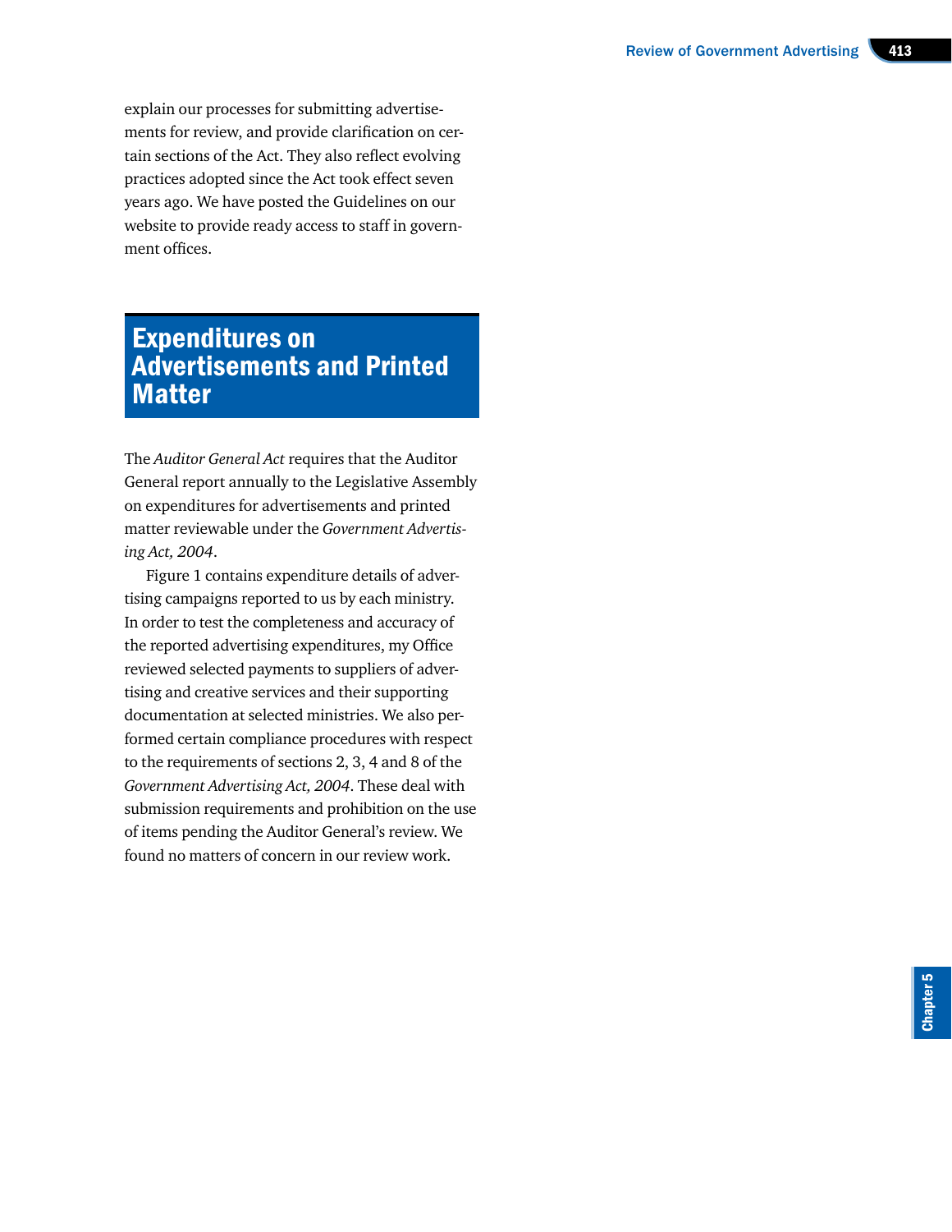explain our processes for submitting advertisements for review, and provide clarification on certain sections of the Act. They also reflect evolving practices adopted since the Act took effect seven years ago. We have posted the Guidelines on our website to provide ready access to staff in government offices.

## Expenditures on Advertisements and Printed Matter

The *Auditor General Act* requires that the Auditor General report annually to the Legislative Assembly on expenditures for advertisements and printed matter reviewable under the *Government Advertising Act, 2004*.

Figure 1 contains expenditure details of advertising campaigns reported to us by each ministry. In order to test the completeness and accuracy of the reported advertising expenditures, my Office reviewed selected payments to suppliers of advertising and creative services and their supporting documentation at selected ministries. We also performed certain compliance procedures with respect to the requirements of sections 2, 3, 4 and 8 of the *Government Advertising Act, 2004*. These deal with submission requirements and prohibition on the use of items pending the Auditor General's review. We found no matters of concern in our review work.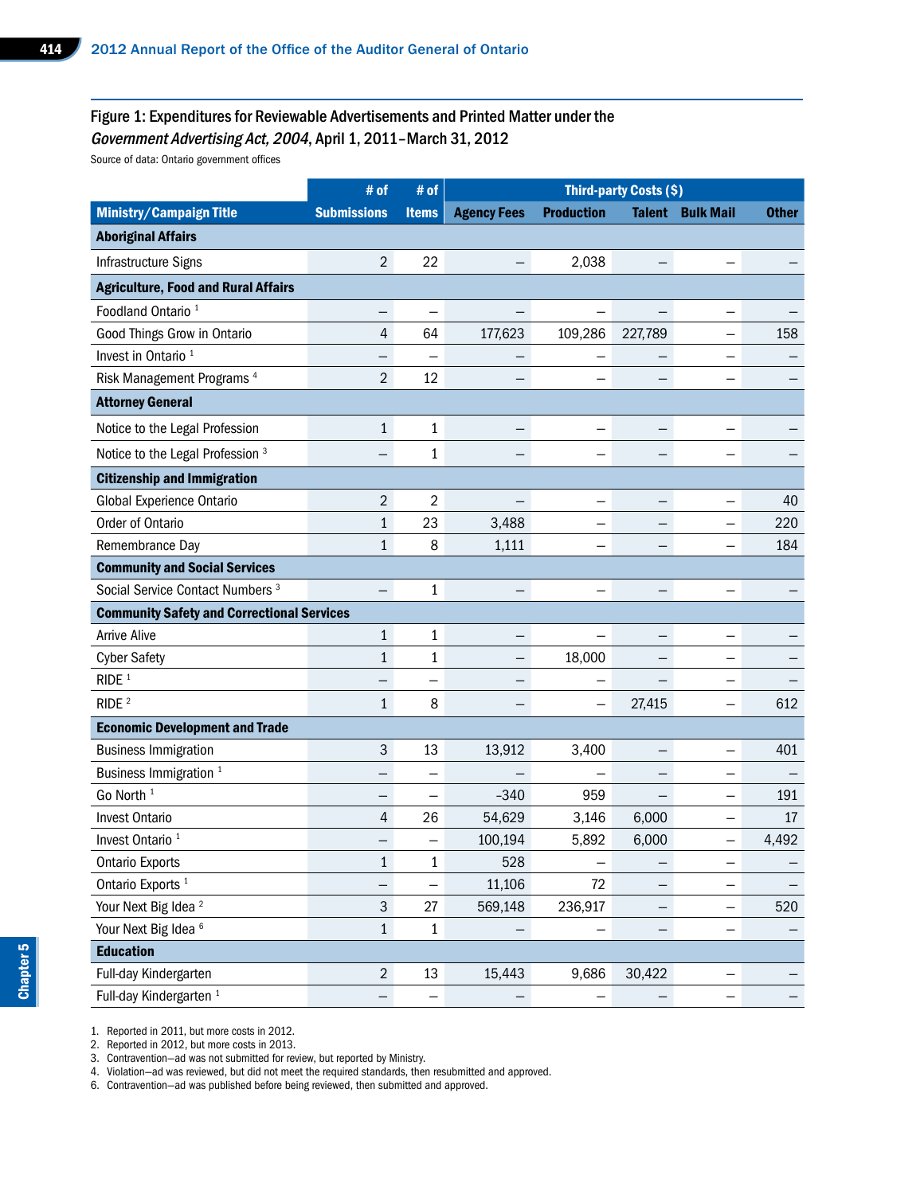## Figure 1: Expenditures for Reviewable Advertisements and Printed Matter under the *Government Advertising Act, 2004*, April 1, 2011–March 31, 2012

Source of data: Ontario government offices

| | # of | # of | Third-party Costs ($) | | | | |
|---|---|---|---|---|---|---|---|
| **Ministry/Campaign Title** | **Submissions** | **Items** | **Agency Fees** | **Production** | **Talent** | **Bulk Mail** | **Other** |
| **Aboriginal Affairs** | | | | | | | |
| Infrastructure Signs | 2 | 22 | – | 2,038 | – | – | – |
| **Agriculture, Food and Rural Affairs** | | | | | | | |
| Foodland Ontario [1] | – | – | – | – | – | – | – |
| Good Things Grow in Ontario | 4 | 64 | 177,623 | 109,286 | 227,789 | – | 158 |
| Invest in Ontario [1] | – | – | – | – | – | – | – |
| Risk Management Programs [4] | 2 | 12 | – | – | – | – | – |
| **Attorney General** | | | | | | | |
| Notice to the Legal Profession | 1 | 1 | – | – | – | – | – |
| Notice to the Legal Profession [3] | – | 1 | – | – | – | – | – |
| **Citizenship and Immigration** | | | | | | | |
| Global Experience Ontario | 2 | 2 | – | – | – | – | 40 |
| Order of Ontario | 1 | 23 | 3,488 | – | – | – | 220 |
| Remembrance Day | 1 | 8 | 1,111 | – | – | – | 184 |
| **Community and Social Services** | | | | | | | |
| Social Service Contact Numbers [3] | – | 1 | – | – | – | – | – |
| **Community Safety and Correctional Services** | | | | | | | |
| Arrive Alive | 1 | 1 | – | – | – | – | – |
| Cyber Safety | 1 | 1 | – | 18,000 | – | – | – |
| RIDE [1] | – | – | – | – | – | – | – |
| RIDE [2] | 1 | 8 | – | – | 27,415 | – | 612 |
| **Economic Development and Trade** | | | | | | | |
| Business Immigration | 3 | 13 | 13,912 | 3,400 | – | – | 401 |
| Business Immigration [1] | – | – | – | – | – | – | – |
| Go North [1] | – | – | -340 | 959 | – | – | 191 |
| Invest Ontario | 4 | 26 | 54,629 | 3,146 | 6,000 | – | 17 |
| Invest Ontario [1] | – | – | 100,194 | 5,892 | 6,000 | – | 4,492 |
| Ontario Exports | 1 | 1 | 528 | – | – | – | – |
| Ontario Exports [1] | – | – | 11,106 | 72 | – | – | – |
| Your Next Big Idea [2] | 3 | 27 | 569,148 | 236,917 | – | – | 520 |
| Your Next Big Idea [6] | 1 | 1 | – | – | – | – | – |
| **Education** | | | | | | | |
| Full-day Kindergarten | 2 | 13 | 15,443 | 9,686 | 30,422 | – | – |
| Full-day Kindergarten [1] | – | – | – | – | – | – | – |

1. Reported in 2011, but more costs in 2012.
2. Reported in 2012, but more costs in 2013.
3. Contravention—ad was not submitted for review, but reported by Ministry.
4. Violation—ad was reviewed, but did not meet the required standards, then resubmitted and approved.
6. Contravention—ad was published before being reviewed, then submitted and approved.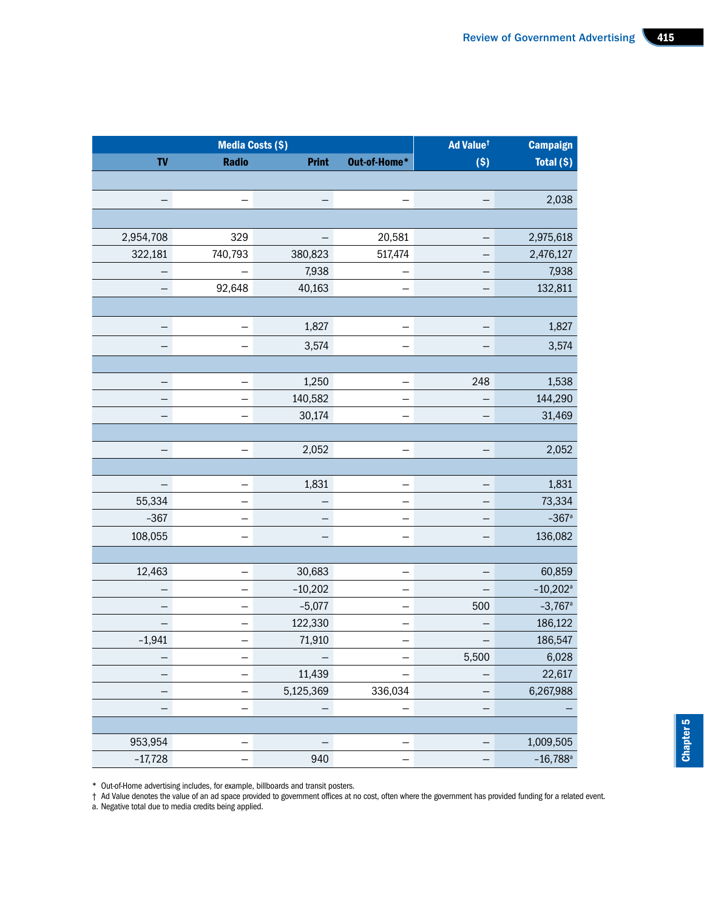| Media Costs ($) | | | | Ad Value† | Campaign |
|---|---|---|---|---|---|
| TV | Radio | Print | Out-of-Home* | ($) | Total ($) |
| | | | | | |
| – | – | – | – | – | 2,038 |
| | | | | | |
| 2,954,708 | 329 | – | 20,581 | – | 2,975,618 |
| 322,181 | 740,793 | 380,823 | 517,474 | – | 2,476,127 |
| – | – | 7,938 | – | – | 7,938 |
| – | 92,648 | 40,163 | – | – | 132,811 |
| | | | | | |
| – | – | 1,827 | – | – | 1,827 |
| – | – | 3,574 | – | – | 3,574 |
| | | | | | |
| – | – | 1,250 | – | 248 | 1,538 |
| – | – | 140,582 | – | – | 144,290 |
| – | – | 30,174 | – | – | 31,469 |
| | | | | | |
| – | – | 2,052 | – | – | 2,052 |
| | | | | | |
| – | – | 1,831 | – | – | 1,831 |
| 55,334 | – | – | – | – | 73,334 |
| -367 | – | – | – | – | -367[a] |
| 108,055 | – | – | – | – | 136,082 |
| | | | | | |
| 12,463 | – | 30,683 | – | – | 60,859 |
| – | – | -10,202 | – | – | -10,202[a] |
| – | – | -5,077 | – | 500 | -3,767[a] |
| – | – | 122,330 | – | – | 186,122 |
| -1,941 | – | 71,910 | – | – | 186,547 |
| – | – | – | – | 5,500 | 6,028 |
| – | – | 11,439 | – | – | 22,617 |
| – | – | 5,125,369 | 336,034 | – | 6,267,988 |
| – | – | – | – | – | – |
| | | | | | |
| 953,954 | – | – | – | – | 1,009,505 |
| -17,728 | – | 940 | – | – | -16,788[a] |

\* Out-of-Home advertising includes, for example, billboards and transit posters.

† Ad Value denotes the value of an ad space provided to government offices at no cost, often where the government has provided funding for a related event.

a. Negative total due to media credits being applied.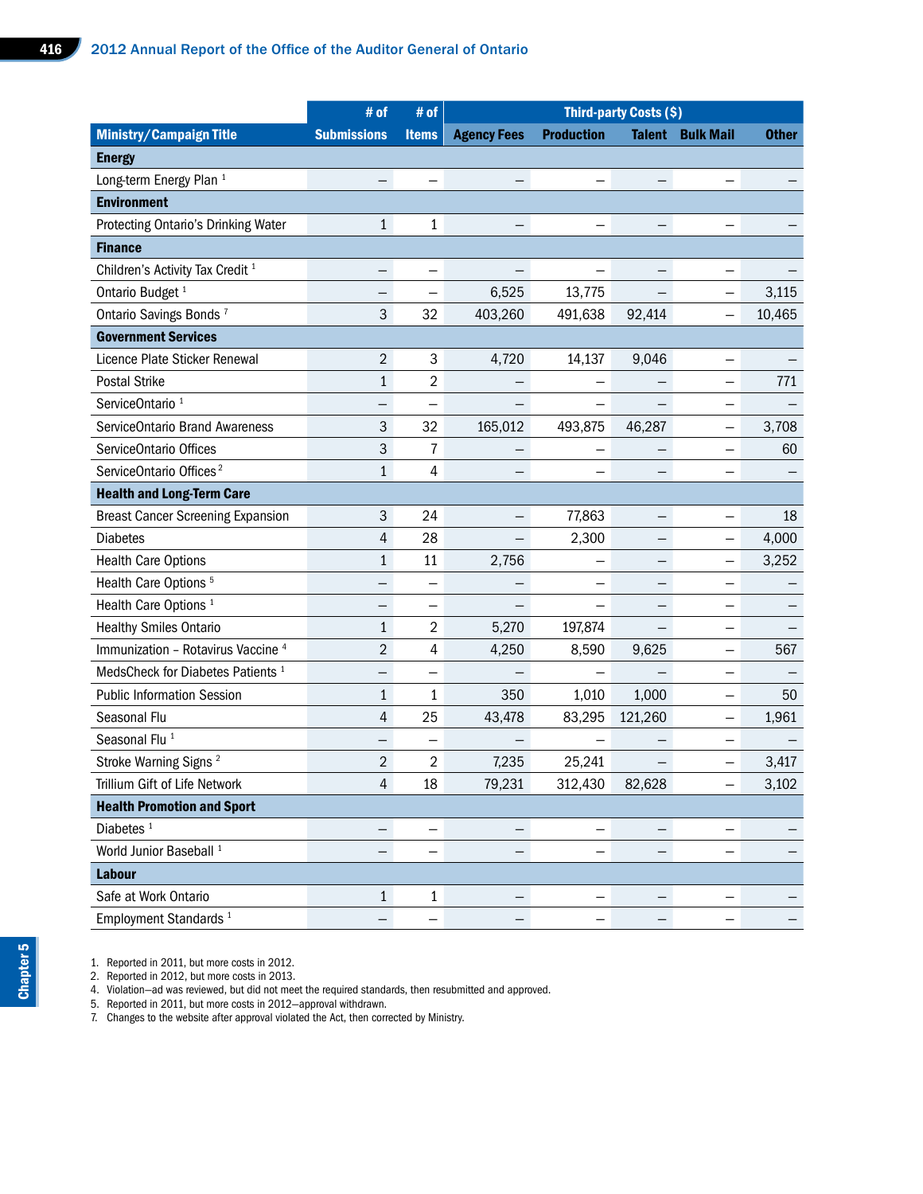| Ministry/Campaign Title | # of Submissions | # of Items | Third-party Costs ($) Agency Fees | Production | Talent | Bulk Mail | Other |
|---|---|---|---|---|---|---|---|
| **Energy** | | | | | | | |
| Long-term Energy Plan [1] | – | – | – | – | – | – | – |
| **Environment** | | | | | | | |
| Protecting Ontario's Drinking Water | 1 | 1 | – | – | – | – | – |
| **Finance** | | | | | | | |
| Children's Activity Tax Credit [1] | – | – | – | – | – | – | – |
| Ontario Budget [1] | – | – | 6,525 | 13,775 | – | – | 3,115 |
| Ontario Savings Bonds [7] | 3 | 32 | 403,260 | 491,638 | 92,414 | – | 10,465 |
| **Government Services** | | | | | | | |
| Licence Plate Sticker Renewal | 2 | 3 | 4,720 | 14,137 | 9,046 | – | – |
| Postal Strike | 1 | 2 | – | – | – | – | 771 |
| ServiceOntario [1] | – | – | – | – | – | – | – |
| ServiceOntario Brand Awareness | 3 | 32 | 165,012 | 493,875 | 46,287 | – | 3,708 |
| ServiceOntario Offices | 3 | 7 | – | – | – | – | 60 |
| ServiceOntario Offices [2] | 1 | 4 | – | – | – | – | – |
| **Health and Long-Term Care** | | | | | | | |
| Breast Cancer Screening Expansion | 3 | 24 | – | 77,863 | – | – | 18 |
| Diabetes | 4 | 28 | – | 2,300 | – | – | 4,000 |
| Health Care Options | 1 | 11 | 2,756 | – | – | – | 3,252 |
| Health Care Options [5] | – | – | – | – | – | – | – |
| Health Care Options [1] | – | – | – | – | – | – | – |
| Healthy Smiles Ontario | 1 | 2 | 5,270 | 197,874 | – | – | – |
| Immunization – Rotavirus Vaccine [4] | 2 | 4 | 4,250 | 8,590 | 9,625 | – | 567 |
| MedsCheck for Diabetes Patients [1] | – | – | – | – | – | – | – |
| Public Information Session | 1 | 1 | 350 | 1,010 | 1,000 | – | 50 |
| Seasonal Flu | 4 | 25 | 43,478 | 83,295 | 121,260 | – | 1,961 |
| Seasonal Flu [1] | – | – | – | – | – | – | – |
| Stroke Warning Signs [2] | 2 | 2 | 7,235 | 25,241 | – | – | 3,417 |
| Trillium Gift of Life Network | 4 | 18 | 79,231 | 312,430 | 82,628 | – | 3,102 |
| **Health Promotion and Sport** | | | | | | | |
| Diabetes [1] | – | – | – | – | – | – | – |
| World Junior Baseball [1] | – | – | – | – | – | – | – |
| **Labour** | | | | | | | |
| Safe at Work Ontario | 1 | 1 | – | – | – | – | – |
| Employment Standards [1] | – | – | – | – | – | – | – |

1. Reported in 2011, but more costs in 2012.
2. Reported in 2012, but more costs in 2013.
4. Violation—ad was reviewed, but did not meet the required standards, then resubmitted and approved.
5. Reported in 2011, but more costs in 2012—approval withdrawn.
7. Changes to the website after approval violated the Act, then corrected by Ministry.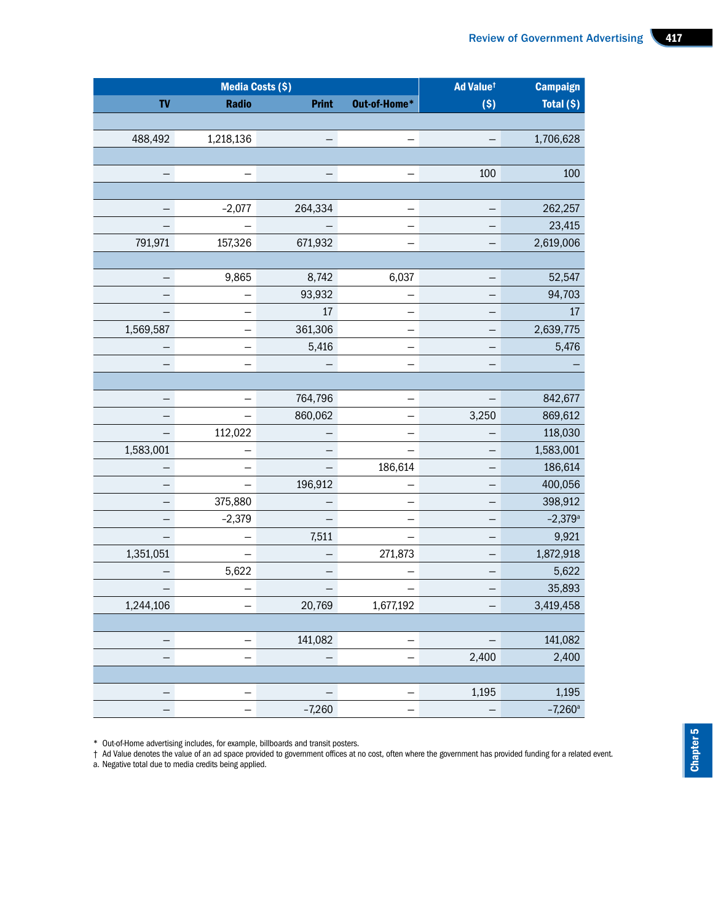| Media Costs ($) | | | | Ad Value† | Campaign |
|---|---|---|---|---|---|
| TV | Radio | Print | Out-of-Home* | ($) | Total ($) |
| | | | | | |
| 488,492 | 1,218,136 | – | – | – | 1,706,628 |
| | | | | | |
| – | – | – | – | 100 | 100 |
| | | | | | |
| – | -2,077 | 264,334 | – | – | 262,257 |
| – | – | – | – | – | 23,415 |
| 791,971 | 157,326 | 671,932 | – | – | 2,619,006 |
| | | | | | |
| – | 9,865 | 8,742 | 6,037 | – | 52,547 |
| – | – | 93,932 | – | – | 94,703 |
| – | – | 17 | – | – | 17 |
| 1,569,587 | – | 361,306 | – | – | 2,639,775 |
| – | – | 5,416 | – | – | 5,476 |
| – | – | – | – | – | – |
| | | | | | |
| – | – | 764,796 | – | – | 842,677 |
| – | – | 860,062 | – | 3,250 | 869,612 |
| – | 112,022 | – | – | – | 118,030 |
| 1,583,001 | – | – | – | – | 1,583,001 |
| – | – | – | 186,614 | – | 186,614 |
| – | – | 196,912 | – | – | 400,056 |
| – | 375,880 | – | – | – | 398,912 |
| – | -2,379 | – | – | – | -2,379[a] |
| – | – | 7,511 | – | – | 9,921 |
| 1,351,051 | – | – | 271,873 | – | 1,872,918 |
| – | 5,622 | – | – | – | 5,622 |
| – | – | – | – | – | 35,893 |
| 1,244,106 | – | 20,769 | 1,677,192 | – | 3,419,458 |
| | | | | | |
| – | – | 141,082 | – | – | 141,082 |
| – | – | – | – | 2,400 | 2,400 |
| | | | | | |
| – | – | – | – | 1,195 | 1,195 |
| – | – | -7,260 | – | – | -7,260[a] |

\* Out-of-Home advertising includes, for example, billboards and transit posters.
† Ad Value denotes the value of an ad space provided to government offices at no cost, often where the government has provided funding for a related event.
a. Negative total due to media credits being applied.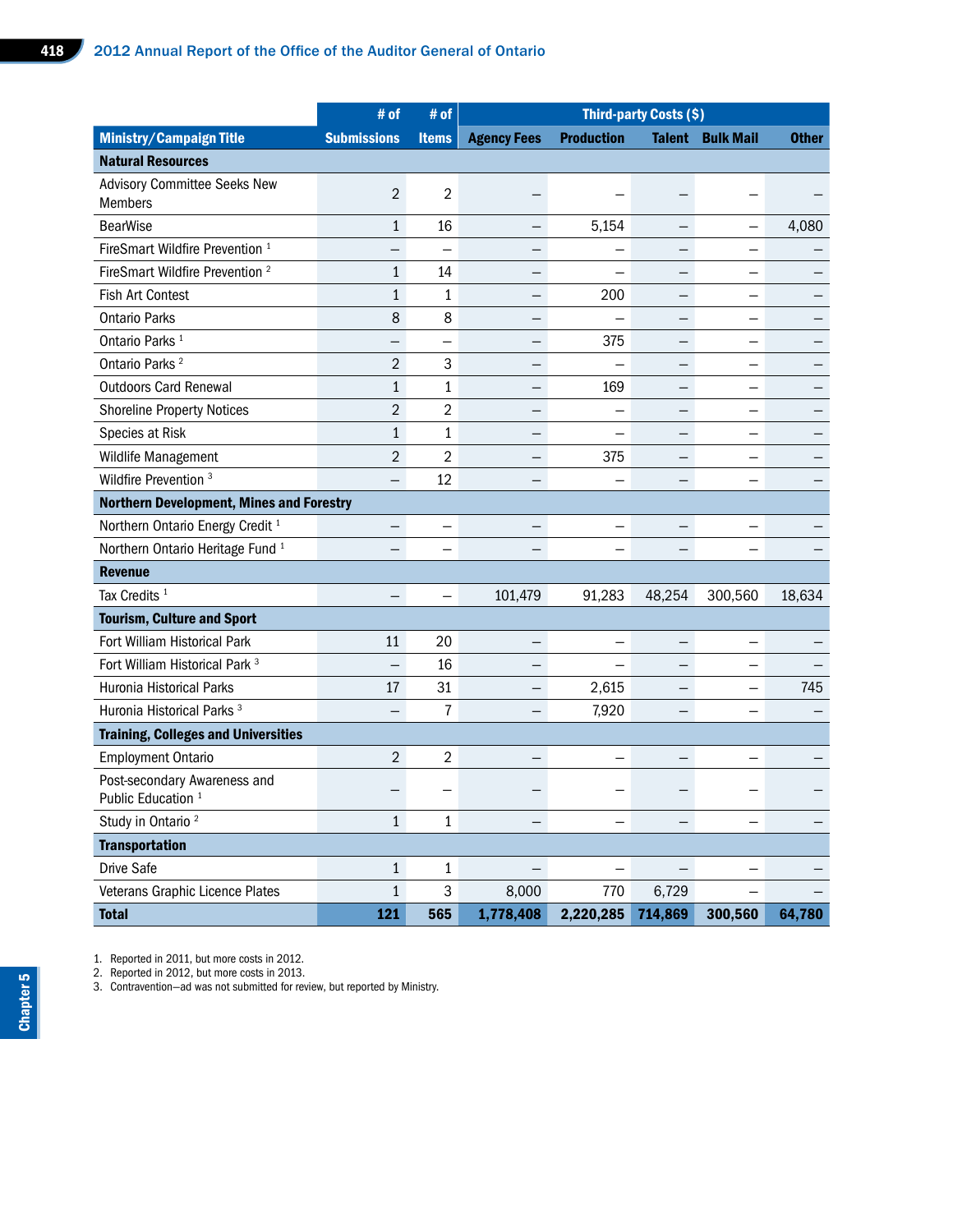| Ministry/Campaign Title | # of Submissions | # of Items | Third-party Costs ($) Agency Fees | Production | Talent | Bulk Mail | Other |
|---|---|---|---|---|---|---|---|
| **Natural Resources** | | | | | | | |
| Advisory Committee Seeks New Members | 2 | 2 | – | – | – | – | – |
| BearWise | 1 | 16 | – | 5,154 | – | – | 4,080 |
| FireSmart Wildfire Prevention [1] | – | – | – | – | – | – | – |
| FireSmart Wildfire Prevention [2] | 1 | 14 | – | – | – | – | – |
| Fish Art Contest | 1 | 1 | – | 200 | – | – | – |
| Ontario Parks | 8 | 8 | – | – | – | – | – |
| Ontario Parks [1] | – | – | – | 375 | – | – | – |
| Ontario Parks [2] | 2 | 3 | – | – | – | – | – |
| Outdoors Card Renewal | 1 | 1 | – | 169 | – | – | – |
| Shoreline Property Notices | 2 | 2 | – | – | – | – | – |
| Species at Risk | 1 | 1 | – | – | – | – | – |
| Wildlife Management | 2 | 2 | – | 375 | – | – | – |
| Wildfire Prevention [3] | – | 12 | – | – | – | – | – |
| **Northern Development, Mines and Forestry** | | | | | | | |
| Northern Ontario Energy Credit [1] | – | – | – | – | – | – | – |
| Northern Ontario Heritage Fund [1] | – | – | – | – | – | – | – |
| **Revenue** | | | | | | | |
| Tax Credits [1] | – | – | 101,479 | 91,283 | 48,254 | 300,560 | 18,634 |
| **Tourism, Culture and Sport** | | | | | | | |
| Fort William Historical Park | 11 | 20 | – | – | – | – | – |
| Fort William Historical Park [3] | – | 16 | – | – | – | – | – |
| Huronia Historical Parks | 17 | 31 | – | 2,615 | – | – | 745 |
| Huronia Historical Parks [3] | – | 7 | – | 7,920 | – | – | – |
| **Training, Colleges and Universities** | | | | | | | |
| Employment Ontario | 2 | 2 | – | – | – | – | – |
| Post-secondary Awareness and Public Education [1] | – | – | – | – | – | – | – |
| Study in Ontario [2] | 1 | 1 | – | – | – | – | – |
| **Transportation** | | | | | | | |
| Drive Safe | 1 | 1 | – | – | – | – | – |
| Veterans Graphic Licence Plates | 1 | 3 | 8,000 | 770 | 6,729 | – | – |
| **Total** | **121** | **565** | **1,778,408** | **2,220,285** | **714,869** | **300,560** | **64,780** |

1. Reported in 2011, but more costs in 2012.
2. Reported in 2012, but more costs in 2013.
3. Contravention—ad was not submitted for review, but reported by Ministry.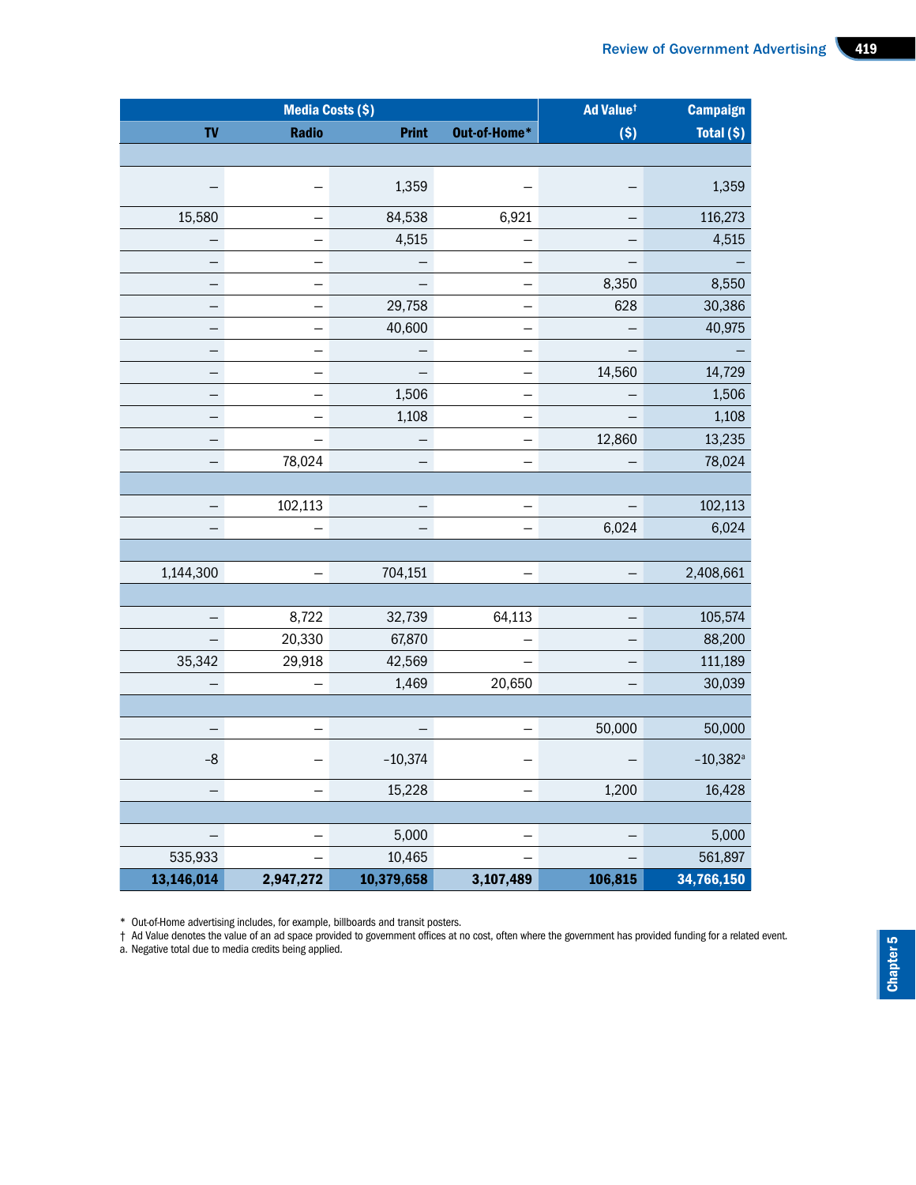| Media Costs ($) | | | | Ad Value† | Campaign |
|---|---|---|---|---|---|
| TV | Radio | Print | Out-of-Home* | ($) | Total ($) |
| | | | | | |
| – | – | 1,359 | – | – | 1,359 |
| 15,580 | – | 84,538 | 6,921 | – | 116,273 |
| – | – | 4,515 | – | – | 4,515 |
| – | – | – | – | – | – |
| – | – | – | – | 8,350 | 8,550 |
| – | – | 29,758 | – | 628 | 30,386 |
| – | – | 40,600 | – | – | 40,975 |
| – | – | – | – | – | – |
| – | – | – | – | 14,560 | 14,729 |
| – | – | 1,506 | – | – | 1,506 |
| – | – | 1,108 | – | – | 1,108 |
| – | – | – | – | 12,860 | 13,235 |
| – | 78,024 | – | – | – | 78,024 |
| | | | | | |
| – | 102,113 | – | – | – | 102,113 |
| – | – | – | – | 6,024 | 6,024 |
| | | | | | |
| 1,144,300 | – | 704,151 | – | – | 2,408,661 |
| | | | | | |
| – | 8,722 | 32,739 | 64,113 | – | 105,574 |
| – | 20,330 | 67,870 | – | – | 88,200 |
| 35,342 | 29,918 | 42,569 | – | – | 111,189 |
| – | – | 1,469 | 20,650 | – | 30,039 |
| | | | | | |
| – | – | – | – | 50,000 | 50,000 |
| -8 | – | -10,374 | – | – | -10,382[a] |
| – | – | 15,228 | – | 1,200 | 16,428 |
| | | | | | |
| – | – | 5,000 | – | – | 5,000 |
| 535,933 | – | 10,465 | – | – | 561,897 |
| **13,146,014** | **2,947,272** | **10,379,658** | **3,107,489** | **106,815** | **34,766,150** |

\* Out-of-Home advertising includes, for example, billboards and transit posters.

† Ad Value denotes the value of an ad space provided to government offices at no cost, often where the government has provided funding for a related event.

a. Negative total due to media credits being applied.